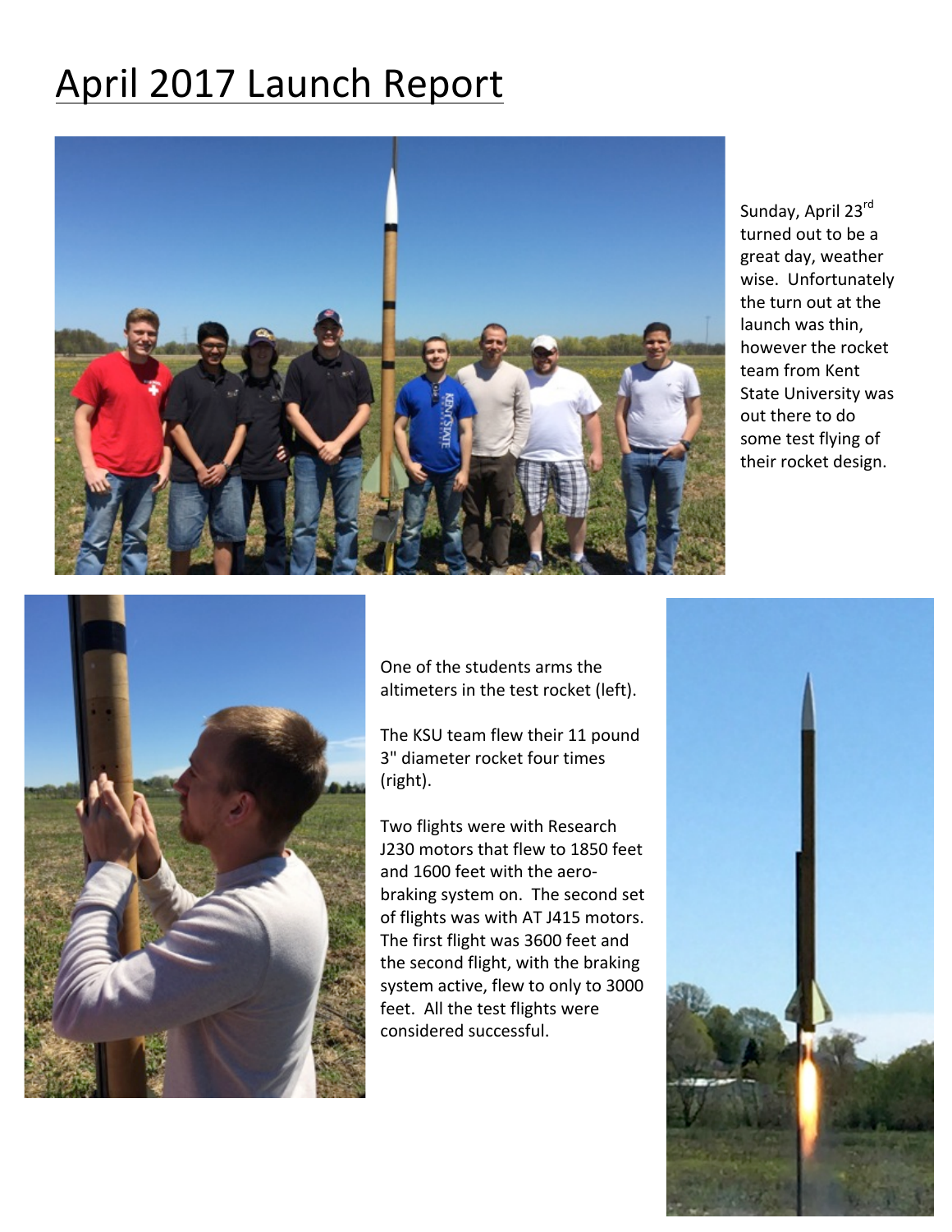# April 2017 Launch Report

Sunday, April 23rd turned out to be a great day, weather wise. Unfortunately the turn out at the launch was thin, however the rocket team from Kent State University was out there to do some test flying of their rocket design.

One of the students arms the altimeters in the test rocket (left).

The KSU team flew their 11 pound 3" diameter rocket four times (right).

Two flights were with Research J230 motors that flew to 1850 feet and 1600 feet with the aero-braking system on. The second set of flights was with AT J415 motors. The first flight was 3600 feet and the second flight, with the braking system active, flew to only to 3000 feet. All the test flights were considered successful.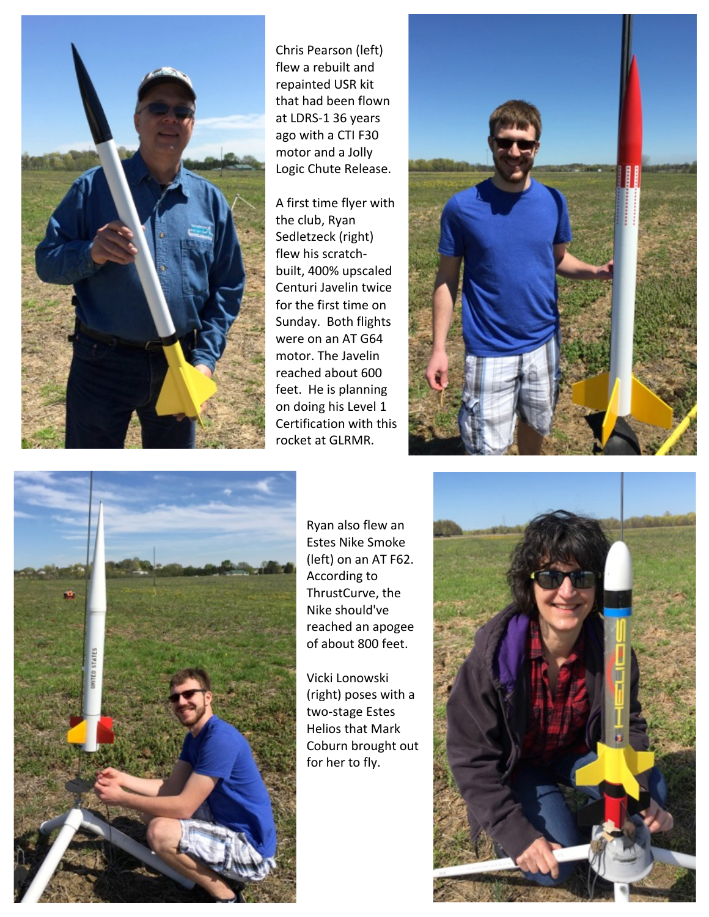Chris Pearson (left) flew a rebuilt and repainted USR kit that had been flown at LDRS-1 36 years ago with a CTI F30 motor and a Jolly Logic Chute Release.

A first time flyer with the club, Ryan Sedletzeck (right) flew his scratch-built, 400% upscaled Centuri Javelin twice for the first time on Sunday. Both flights were on an AT G64 motor. The Javelin reached about 600 feet. He is planning on doing his Level 1 Certification with this rocket at GLRMR.

Ryan also flew an Estes Nike Smoke (left) on an AT F62. According to ThrustCurve, the Nike should've reached an apogee of about 800 feet.

Vicki Lonowski (right) poses with a two-stage Estes Helios that Mark Coburn brought out for her to fly.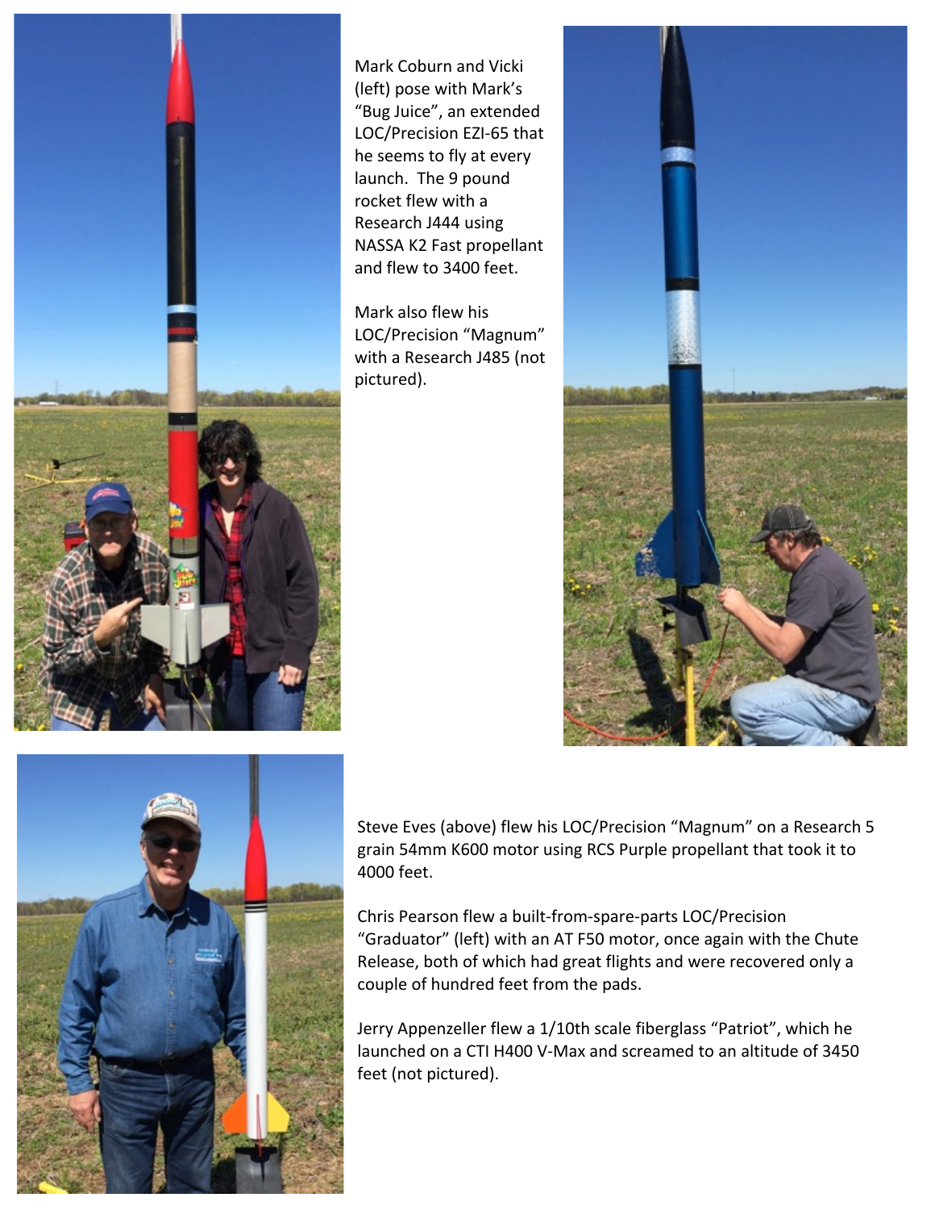Mark Coburn and Vicki (left) pose with Mark's "Bug Juice", an extended LOC/Precision EZI-65 that he seems to fly at every launch. The 9 pound rocket flew with a Research J444 using NASSA K2 Fast propellant and flew to 3400 feet.

Mark also flew his LOC/Precision "Magnum" with a Research J485 (not pictured).

Steve Eves (above) flew his LOC/Precision "Magnum" on a Research 5 grain 54mm K600 motor using RCS Purple propellant that took it to 4000 feet.

Chris Pearson flew a built-from-spare-parts LOC/Precision "Graduator" (left) with an AT F50 motor, once again with the Chute Release, both of which had great flights and were recovered only a couple of hundred feet from the pads.

Jerry Appenzeller flew a 1/10th scale fiberglass "Patriot", which he launched on a CTI H400 V-Max and screamed to an altitude of 3450 feet (not pictured).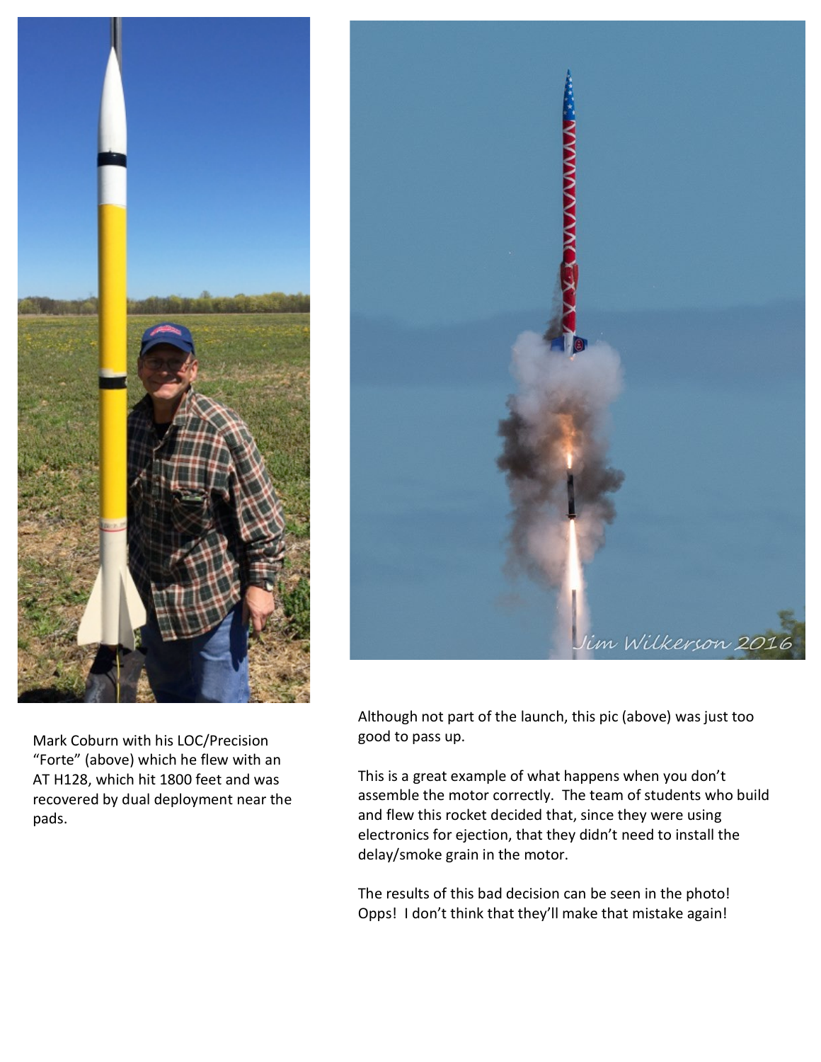Mark Coburn with his LOC/Precision "Forte" (above) which he flew with an AT H128, which hit 1800 feet and was recovered by dual deployment near the pads.

Although not part of the launch, this pic (above) was just too good to pass up.

This is a great example of what happens when you don't assemble the motor correctly. The team of students who build and flew this rocket decided that, since they were using electronics for ejection, that they didn't need to install the delay/smoke grain in the motor.

The results of this bad decision can be seen in the photo! Opps! I don't think that they'll make that mistake again!